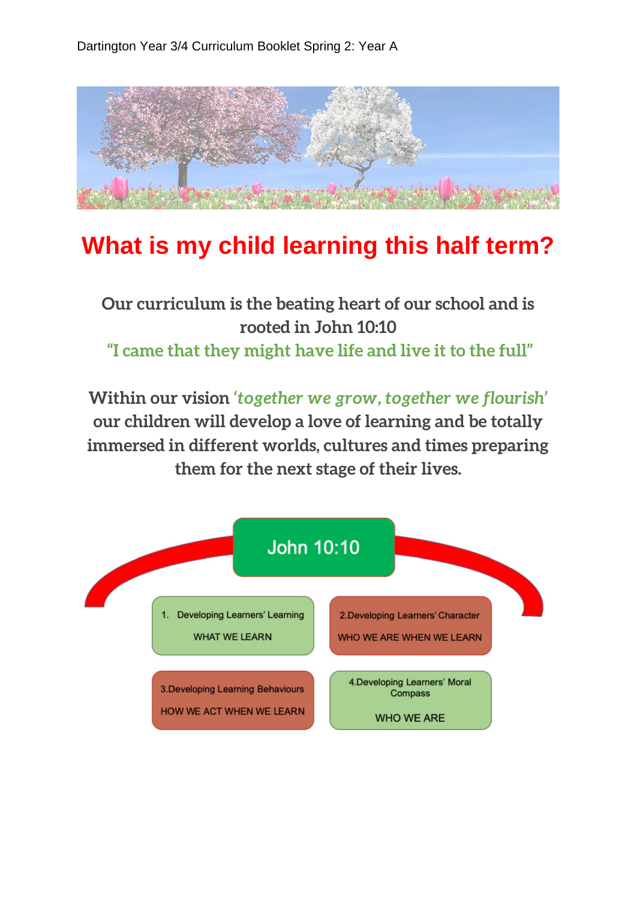Dartington Year 3/4 Curriculum Booklet Spring 2: Year A

# What is my child learning this half term?

**Our curriculum is the beating heart of our school and is rooted in John 10:10**

**"I came that they might have life and live it to the full"**

**Within our vision *'together we grow, together we flourish'* our children will develop a love of learning and be totally immersed in different worlds, cultures and times preparing them for the next stage of their lives.**

John 10:10

1. Developing Learners' Learning
   WHAT WE LEARN

2. Developing Learners' Character
   WHO WE ARE WHEN WE LEARN

3. Developing Learning Behaviours
   HOW WE ACT WHEN WE LEARN

4. Developing Learners' Moral Compass
   WHO WE ARE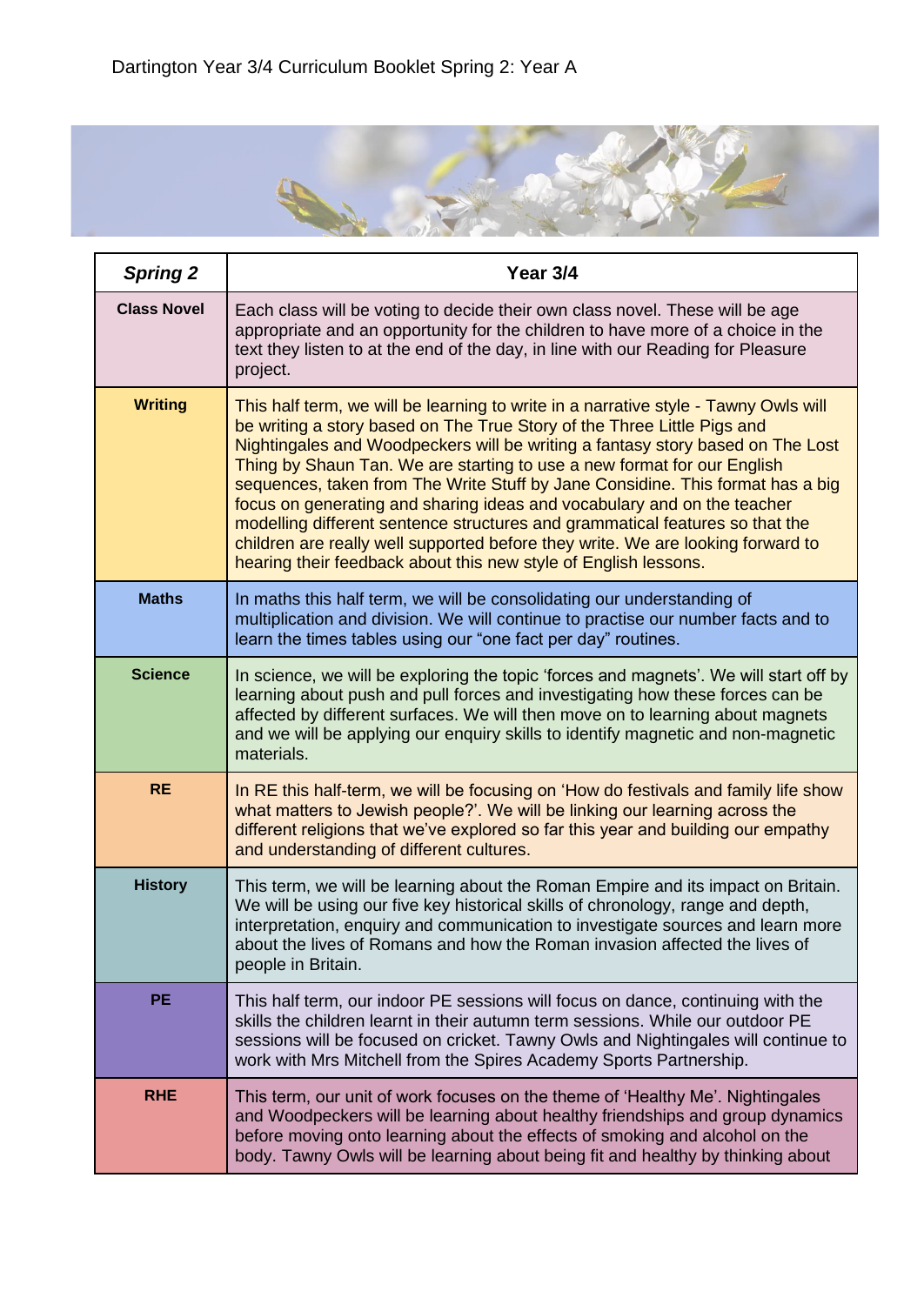Dartington Year 3/4 Curriculum Booklet Spring 2: Year A

| *Spring 2* | Year 3/4 |
| --- | --- |
| **Class Novel** | Each class will be voting to decide their own class novel. These will be age appropriate and an opportunity for the children to have more of a choice in the text they listen to at the end of the day, in line with our Reading for Pleasure project. |
| **Writing** | This half term, we will be learning to write in a narrative style - Tawny Owls will be writing a story based on The True Story of the Three Little Pigs and Nightingales and Woodpeckers will be writing a fantasy story based on The Lost Thing by Shaun Tan. We are starting to use a new format for our English sequences, taken from The Write Stuff by Jane Considine. This format has a big focus on generating and sharing ideas and vocabulary and on the teacher modelling different sentence structures and grammatical features so that the children are really well supported before they write. We are looking forward to hearing their feedback about this new style of English lessons. |
| **Maths** | In maths this half term, we will be consolidating our understanding of multiplication and division. We will continue to practise our number facts and to learn the times tables using our "one fact per day" routines. |
| **Science** | In science, we will be exploring the topic 'forces and magnets'. We will start off by learning about push and pull forces and investigating how these forces can be affected by different surfaces. We will then move on to learning about magnets and we will be applying our enquiry skills to identify magnetic and non-magnetic materials. |
| **RE** | In RE this half-term, we will be focusing on 'How do festivals and family life show what matters to Jewish people?'. We will be linking our learning across the different religions that we've explored so far this year and building our empathy and understanding of different cultures. |
| **History** | This term, we will be learning about the Roman Empire and its impact on Britain. We will be using our five key historical skills of chronology, range and depth, interpretation, enquiry and communication to investigate sources and learn more about the lives of Romans and how the Roman invasion affected the lives of people in Britain. |
| **PE** | This half term, our indoor PE sessions will focus on dance, continuing with the skills the children learnt in their autumn term sessions. While our outdoor PE sessions will be focused on cricket. Tawny Owls and Nightingales will continue to work with Mrs Mitchell from the Spires Academy Sports Partnership. |
| **RHE** | This term, our unit of work focuses on the theme of 'Healthy Me'. Nightingales and Woodpeckers will be learning about healthy friendships and group dynamics before moving onto learning about the effects of smoking and alcohol on the body. Tawny Owls will be learning about being fit and healthy by thinking about |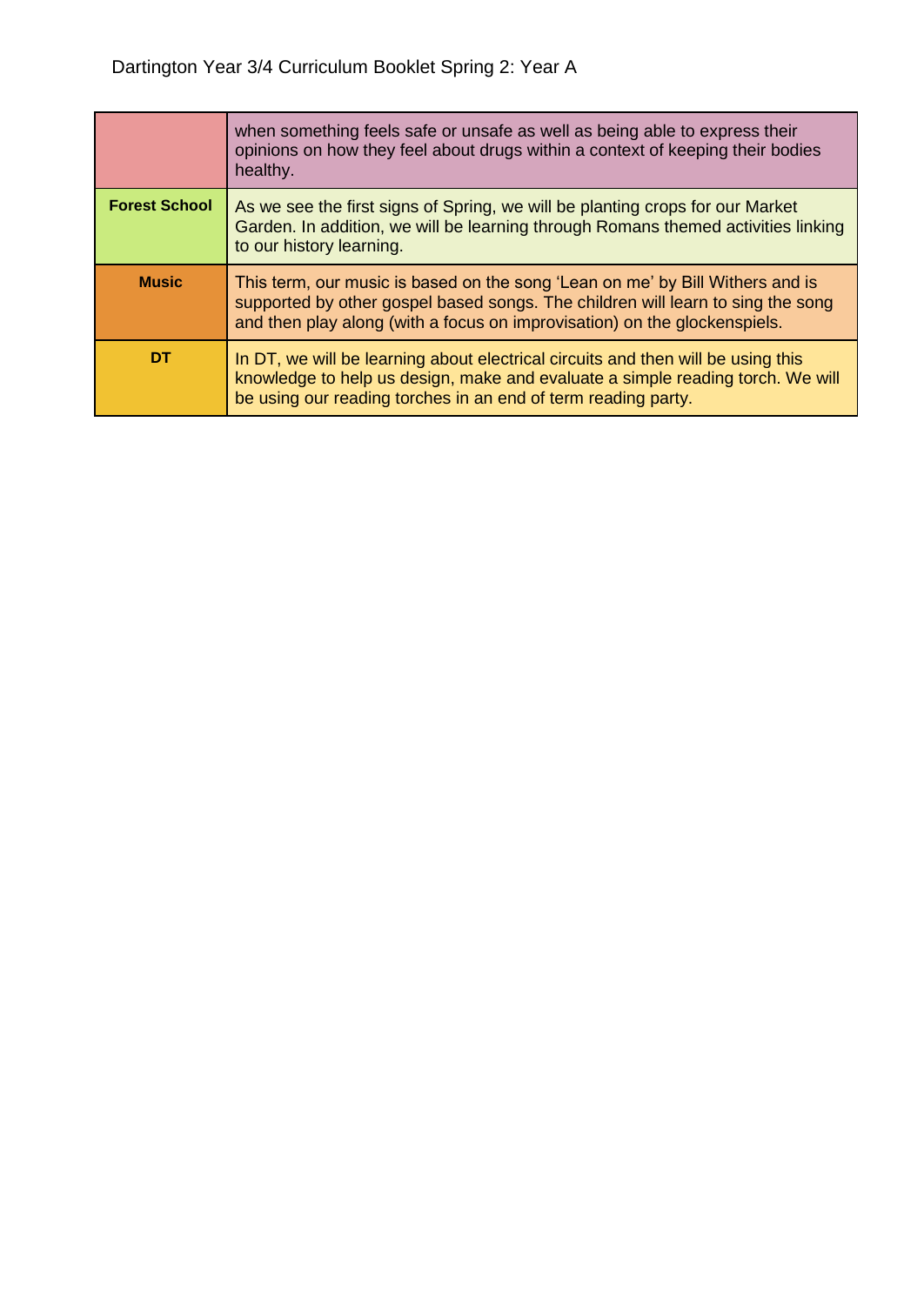| | |
|---|---|
| | when something feels safe or unsafe as well as being able to express their opinions on how they feel about drugs within a context of keeping their bodies healthy. |
| **Forest School** | As we see the first signs of Spring, we will be planting crops for our Market Garden. In addition, we will be learning through Romans themed activities linking to our history learning. |
| **Music** | This term, our music is based on the song 'Lean on me' by Bill Withers and is supported by other gospel based songs. The children will learn to sing the song and then play along (with a focus on improvisation) on the glockenspiels. |
| **DT** | In DT, we will be learning about electrical circuits and then will be using this knowledge to help us design, make and evaluate a simple reading torch. We will be using our reading torches in an end of term reading party. |